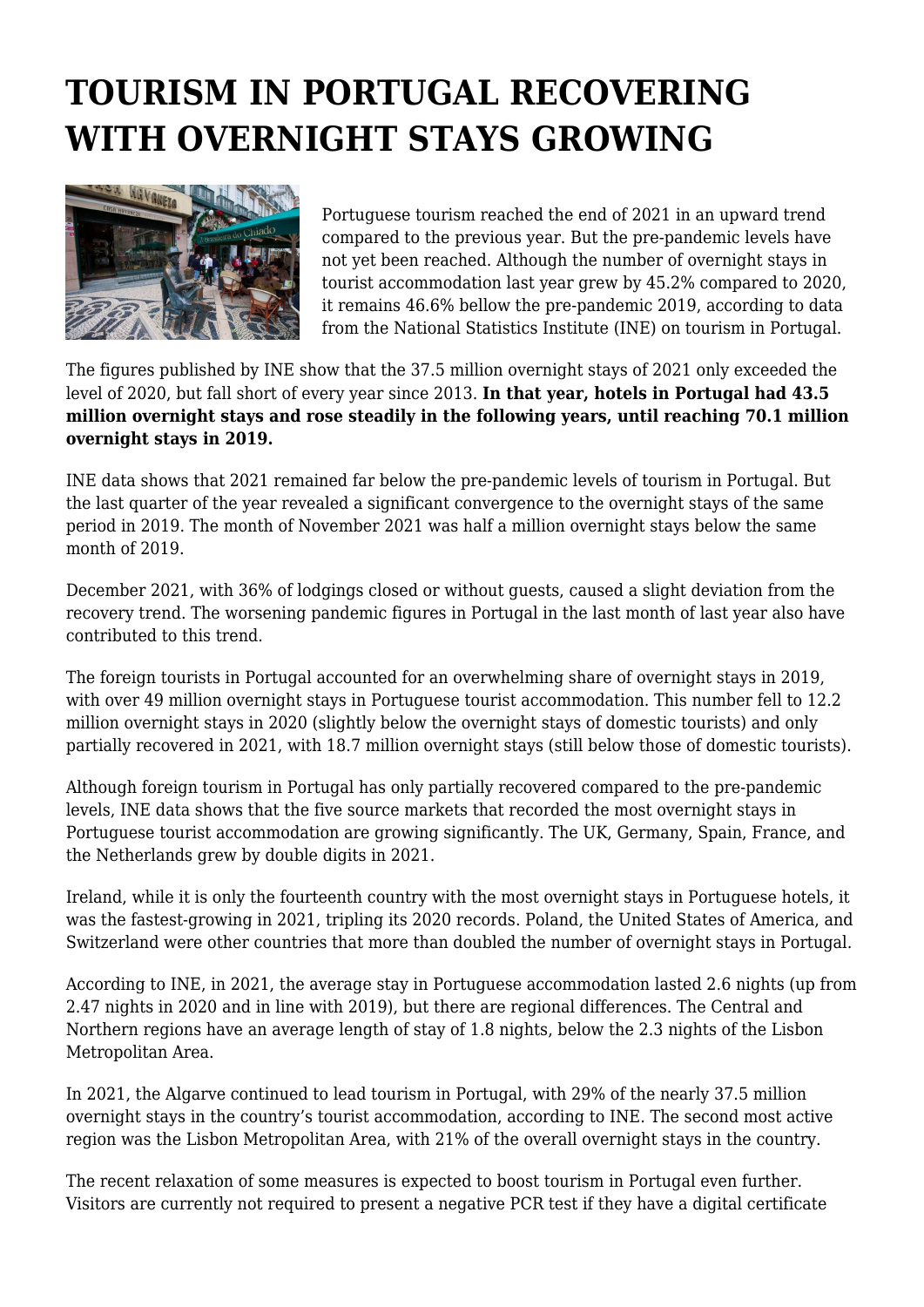# TOURISM IN PORTUGAL RECOVERING WITH OVERNIGHT STAYS GROWING

Portuguese tourism reached the end of 2021 in an upward trend compared to the previous year. But the pre-pandemic levels have not yet been reached. Although the number of overnight stays in tourist accommodation last year grew by 45.2% compared to 2020, it remains 46.6% bellow the pre-pandemic 2019, according to data from the National Statistics Institute (INE) on tourism in Portugal.

The figures published by INE show that the 37.5 million overnight stays of 2021 only exceeded the level of 2020, but fall short of every year since 2013. **In that year, hotels in Portugal had 43.5 million overnight stays and rose steadily in the following years, until reaching 70.1 million overnight stays in 2019.**

INE data shows that 2021 remained far below the pre-pandemic levels of tourism in Portugal. But the last quarter of the year revealed a significant convergence to the overnight stays of the same period in 2019. The month of November 2021 was half a million overnight stays below the same month of 2019.

December 2021, with 36% of lodgings closed or without guests, caused a slight deviation from the recovery trend. The worsening pandemic figures in Portugal in the last month of last year also have contributed to this trend.

The foreign tourists in Portugal accounted for an overwhelming share of overnight stays in 2019, with over 49 million overnight stays in Portuguese tourist accommodation. This number fell to 12.2 million overnight stays in 2020 (slightly below the overnight stays of domestic tourists) and only partially recovered in 2021, with 18.7 million overnight stays (still below those of domestic tourists).

Although foreign tourism in Portugal has only partially recovered compared to the pre-pandemic levels, INE data shows that the five source markets that recorded the most overnight stays in Portuguese tourist accommodation are growing significantly. The UK, Germany, Spain, France, and the Netherlands grew by double digits in 2021.

Ireland, while it is only the fourteenth country with the most overnight stays in Portuguese hotels, it was the fastest-growing in 2021, tripling its 2020 records. Poland, the United States of America, and Switzerland were other countries that more than doubled the number of overnight stays in Portugal.

According to INE, in 2021, the average stay in Portuguese accommodation lasted 2.6 nights (up from 2.47 nights in 2020 and in line with 2019), but there are regional differences. The Central and Northern regions have an average length of stay of 1.8 nights, below the 2.3 nights of the Lisbon Metropolitan Area.

In 2021, the Algarve continued to lead tourism in Portugal, with 29% of the nearly 37.5 million overnight stays in the country's tourist accommodation, according to INE. The second most active region was the Lisbon Metropolitan Area, with 21% of the overall overnight stays in the country.

The recent relaxation of some measures is expected to boost tourism in Portugal even further. Visitors are currently not required to present a negative PCR test if they have a digital certificate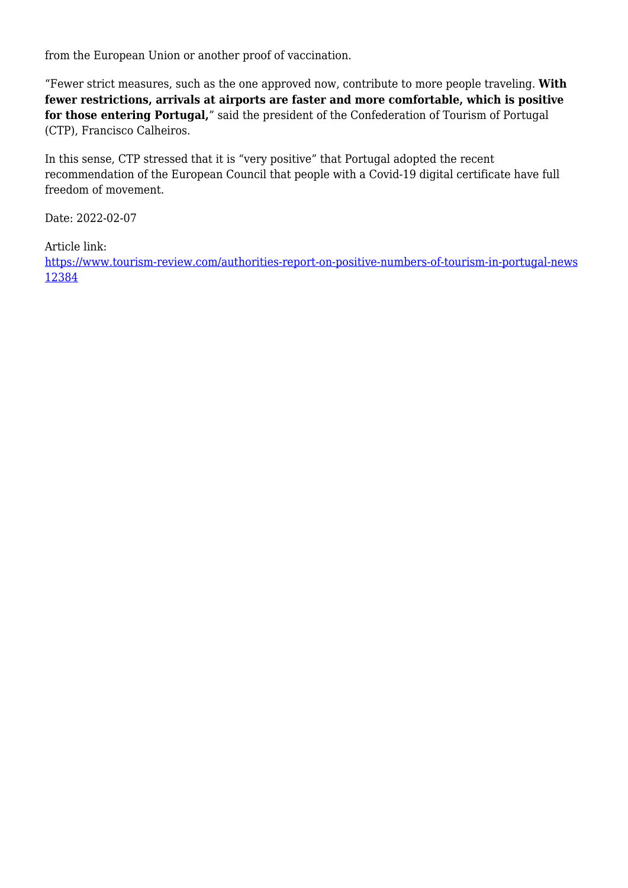from the European Union or another proof of vaccination.

"Fewer strict measures, such as the one approved now, contribute to more people traveling. **With fewer restrictions, arrivals at airports are faster and more comfortable, which is positive for those entering Portugal,**" said the president of the Confederation of Tourism of Portugal (CTP), Francisco Calheiros.

In this sense, CTP stressed that it is "very positive" that Portugal adopted the recent recommendation of the European Council that people with a Covid-19 digital certificate have full freedom of movement.

Date: 2022-02-07

Article link:
[https://www.tourism-review.com/authorities-report-on-positive-numbers-of-tourism-in-portugal-news12384](https://www.tourism-review.com/authorities-report-on-positive-numbers-of-tourism-in-portugal-news12384)